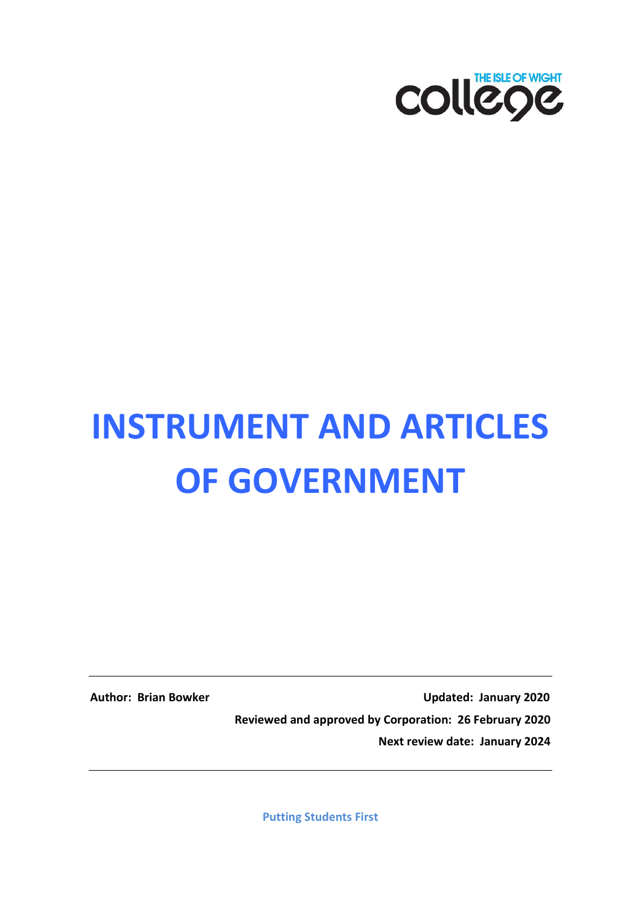THE ISLE OF WIGHT college

# INSTRUMENT AND ARTICLES OF GOVERNMENT

**Author: Brian Bowker** **Updated: January 2020**

**Reviewed and approved by Corporation: 26 February 2020**

**Next review date: January 2024**

**Putting Students First**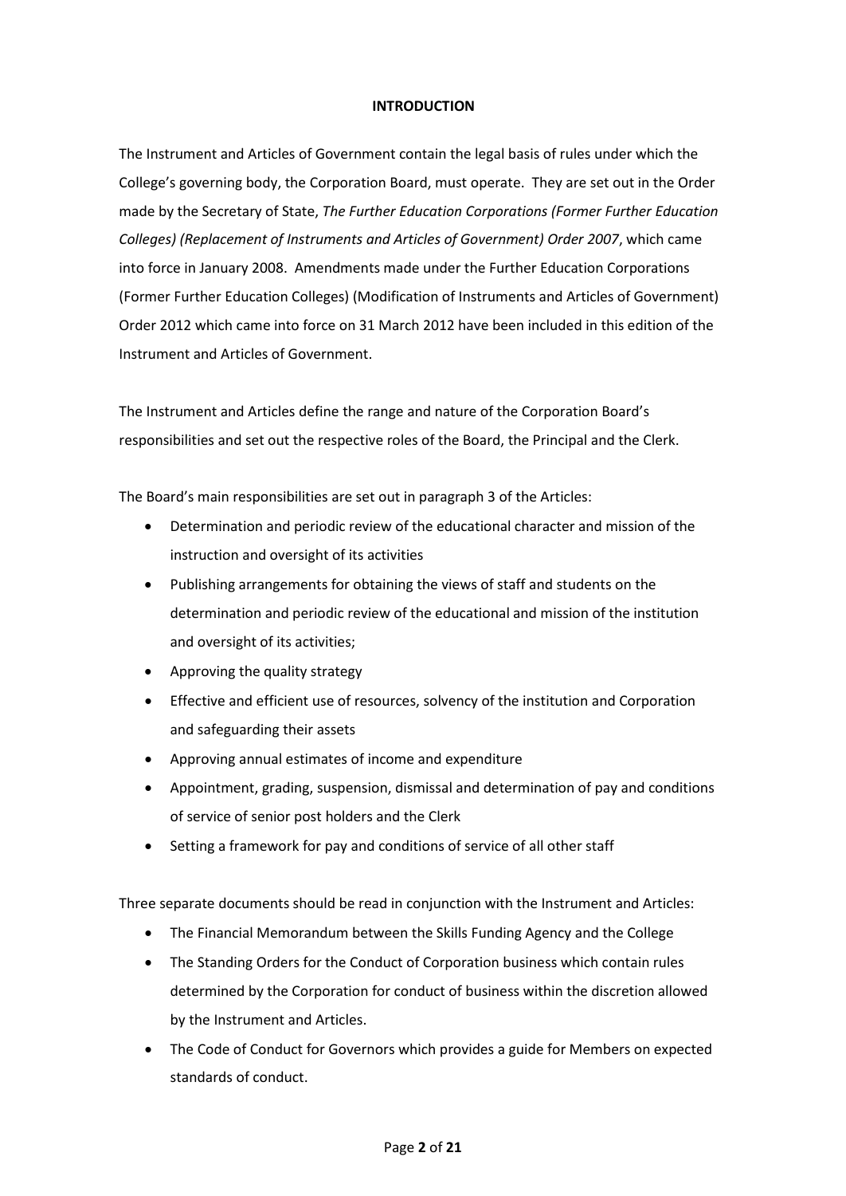## INTRODUCTION

The Instrument and Articles of Government contain the legal basis of rules under which the College's governing body, the Corporation Board, must operate. They are set out in the Order made by the Secretary of State, *The Further Education Corporations (Former Further Education Colleges) (Replacement of Instruments and Articles of Government) Order 2007*, which came into force in January 2008. Amendments made under the Further Education Corporations (Former Further Education Colleges) (Modification of Instruments and Articles of Government) Order 2012 which came into force on 31 March 2012 have been included in this edition of the Instrument and Articles of Government.

The Instrument and Articles define the range and nature of the Corporation Board's responsibilities and set out the respective roles of the Board, the Principal and the Clerk.

The Board's main responsibilities are set out in paragraph 3 of the Articles:

- Determination and periodic review of the educational character and mission of the instruction and oversight of its activities
- Publishing arrangements for obtaining the views of staff and students on the determination and periodic review of the educational and mission of the institution and oversight of its activities;
- Approving the quality strategy
- Effective and efficient use of resources, solvency of the institution and Corporation and safeguarding their assets
- Approving annual estimates of income and expenditure
- Appointment, grading, suspension, dismissal and determination of pay and conditions of service of senior post holders and the Clerk
- Setting a framework for pay and conditions of service of all other staff

Three separate documents should be read in conjunction with the Instrument and Articles:

- The Financial Memorandum between the Skills Funding Agency and the College
- The Standing Orders for the Conduct of Corporation business which contain rules determined by the Corporation for conduct of business within the discretion allowed by the Instrument and Articles.
- The Code of Conduct for Governors which provides a guide for Members on expected standards of conduct.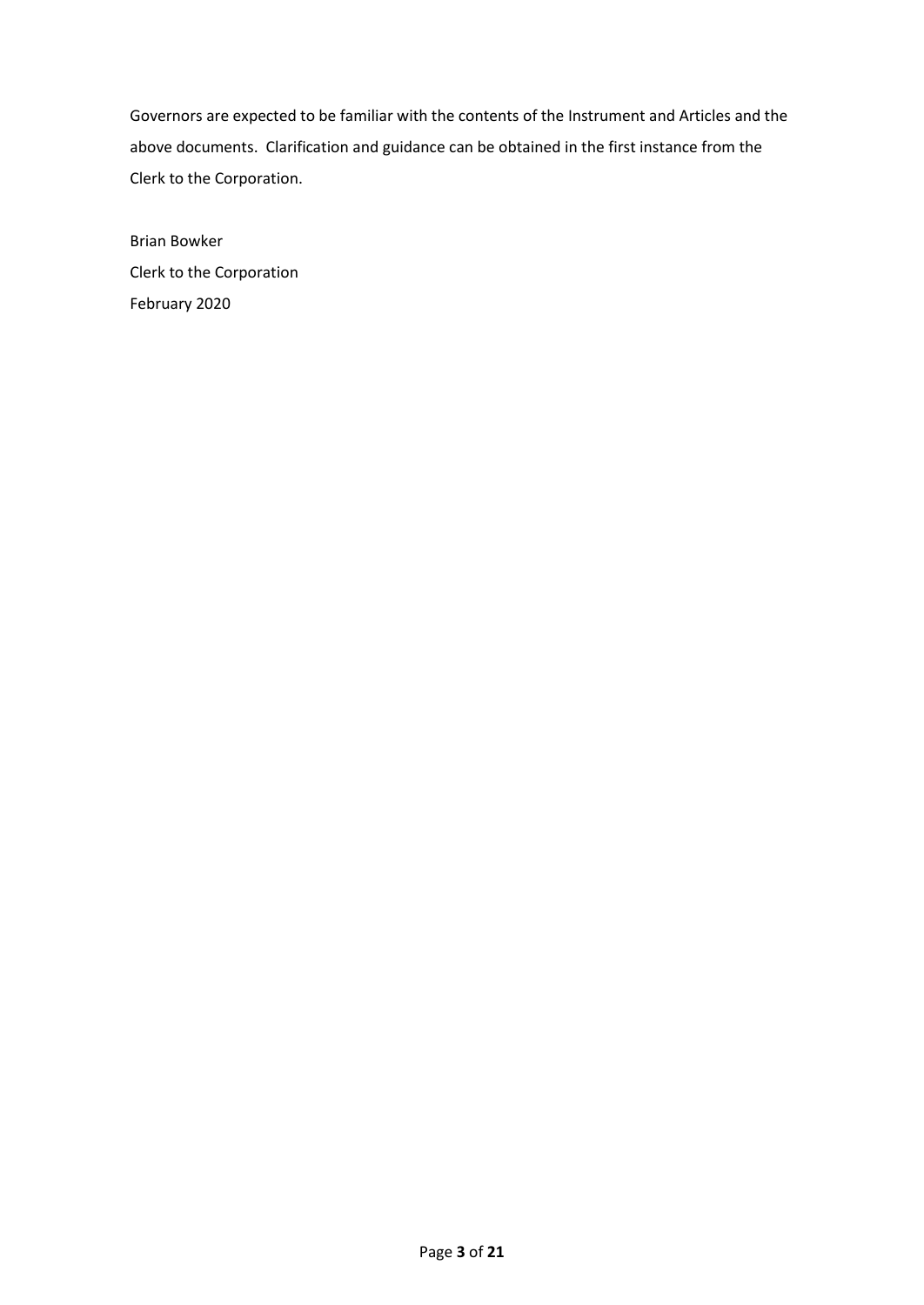Governors are expected to be familiar with the contents of the Instrument and Articles and the above documents. Clarification and guidance can be obtained in the first instance from the Clerk to the Corporation.

Brian Bowker
Clerk to the Corporation
February 2020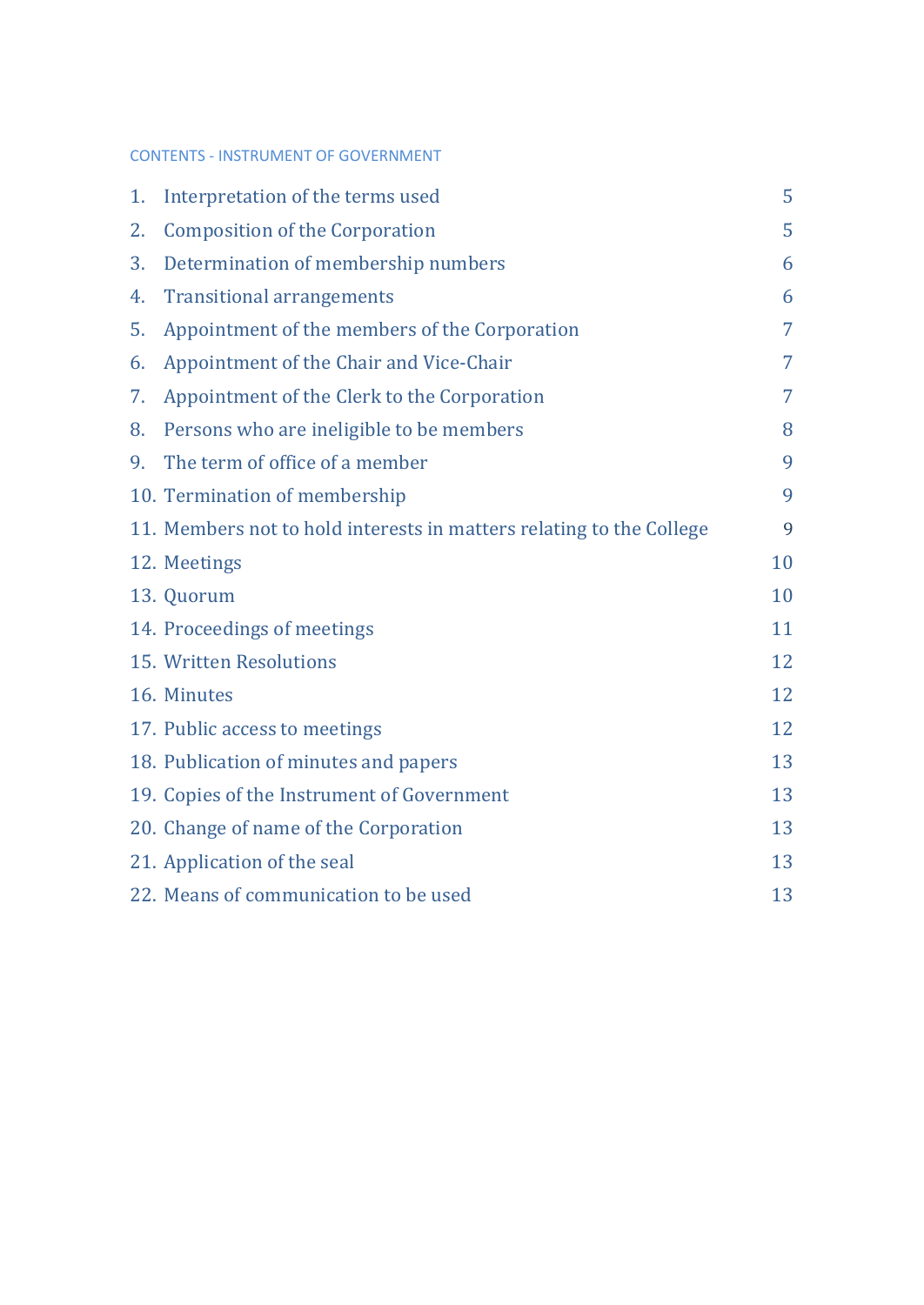CONTENTS - INSTRUMENT OF GOVERNMENT

| | | |
|---|---|---|
| 1. | Interpretation of the terms used | 5 |
| 2. | Composition of the Corporation | 5 |
| 3. | Determination of membership numbers | 6 |
| 4. | Transitional arrangements | 6 |
| 5. | Appointment of the members of the Corporation | 7 |
| 6. | Appointment of the Chair and Vice-Chair | 7 |
| 7. | Appointment of the Clerk to the Corporation | 7 |
| 8. | Persons who are ineligible to be members | 8 |
| 9. | The term of office of a member | 9 |
| 10. | Termination of membership | 9 |
| 11. | Members not to hold interests in matters relating to the College | 9 |
| 12. | Meetings | 10 |
| 13. | Quorum | 10 |
| 14. | Proceedings of meetings | 11 |
| 15. | Written Resolutions | 12 |
| 16. | Minutes | 12 |
| 17. | Public access to meetings | 12 |
| 18. | Publication of minutes and papers | 13 |
| 19. | Copies of the Instrument of Government | 13 |
| 20. | Change of name of the Corporation | 13 |
| 21. | Application of the seal | 13 |
| 22. | Means of communication to be used | 13 |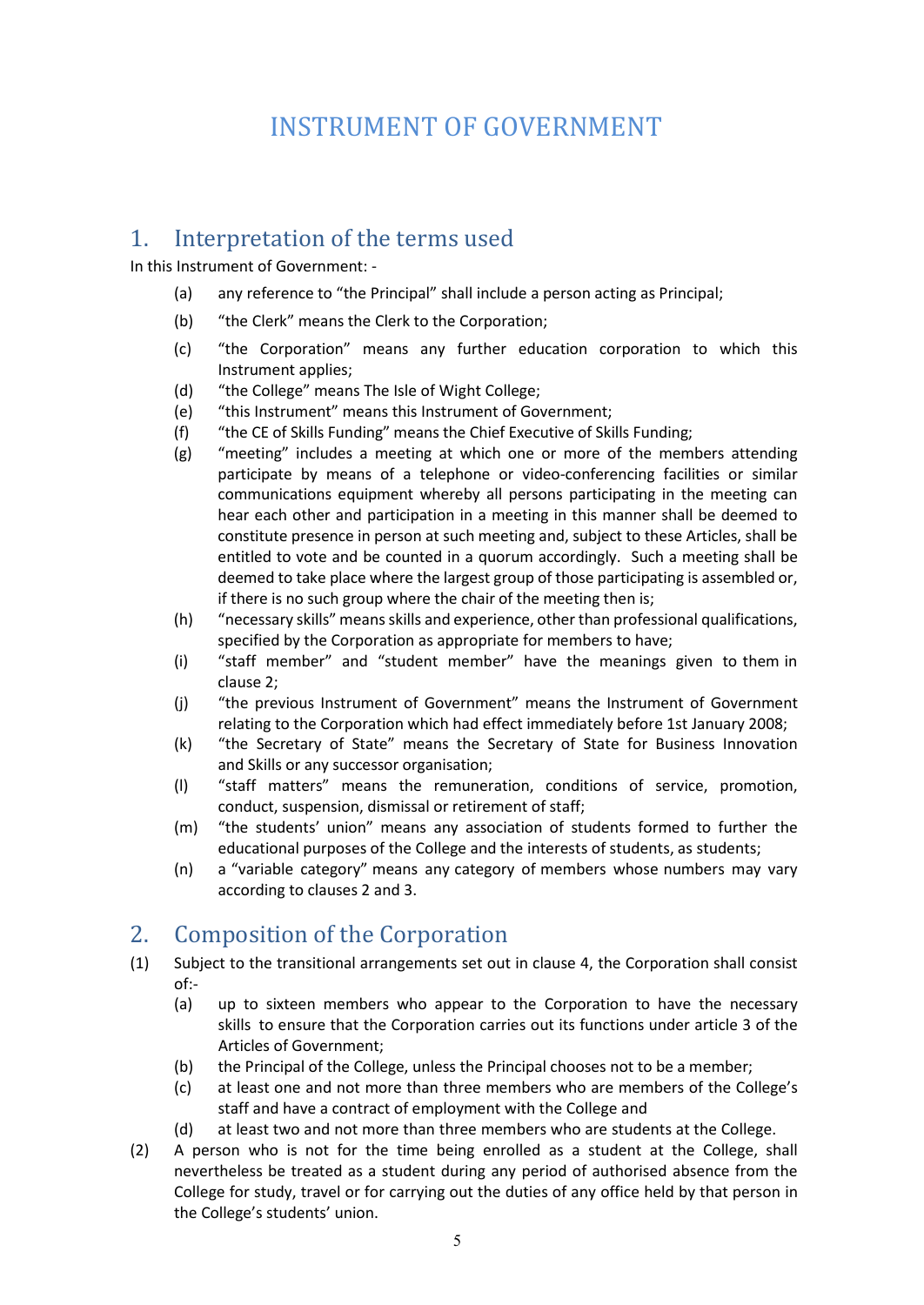# INSTRUMENT OF GOVERNMENT

## 1. Interpretation of the terms used

In this Instrument of Government: -

(a) any reference to "the Principal" shall include a person acting as Principal;

(b) "the Clerk" means the Clerk to the Corporation;

(c) "the Corporation" means any further education corporation to which this Instrument applies;

(d) "the College" means The Isle of Wight College;

(e) "this Instrument" means this Instrument of Government;

(f) "the CE of Skills Funding" means the Chief Executive of Skills Funding;

(g) "meeting" includes a meeting at which one or more of the members attending participate by means of a telephone or video-conferencing facilities or similar communications equipment whereby all persons participating in the meeting can hear each other and participation in a meeting in this manner shall be deemed to constitute presence in person at such meeting and, subject to these Articles, shall be entitled to vote and be counted in a quorum accordingly. Such a meeting shall be deemed to take place where the largest group of those participating is assembled or, if there is no such group where the chair of the meeting then is;

(h) "necessary skills" means skills and experience, other than professional qualifications, specified by the Corporation as appropriate for members to have;

(i) "staff member" and "student member" have the meanings given to them in clause 2;

(j) "the previous Instrument of Government" means the Instrument of Government relating to the Corporation which had effect immediately before 1st January 2008;

(k) "the Secretary of State" means the Secretary of State for Business Innovation and Skills or any successor organisation;

(l) "staff matters" means the remuneration, conditions of service, promotion, conduct, suspension, dismissal or retirement of staff;

(m) "the students' union" means any association of students formed to further the educational purposes of the College and the interests of students, as students;

(n) a "variable category" means any category of members whose numbers may vary according to clauses 2 and 3.

## 2. Composition of the Corporation

(1) Subject to the transitional arrangements set out in clause 4, the Corporation shall consist of:-

(a) up to sixteen members who appear to the Corporation to have the necessary skills to ensure that the Corporation carries out its functions under article 3 of the Articles of Government;

(b) the Principal of the College, unless the Principal chooses not to be a member;

(c) at least one and not more than three members who are members of the College's staff and have a contract of employment with the College and

(d) at least two and not more than three members who are students at the College.

(2) A person who is not for the time being enrolled as a student at the College, shall nevertheless be treated as a student during any period of authorised absence from the College for study, travel or for carrying out the duties of any office held by that person in the College's students' union.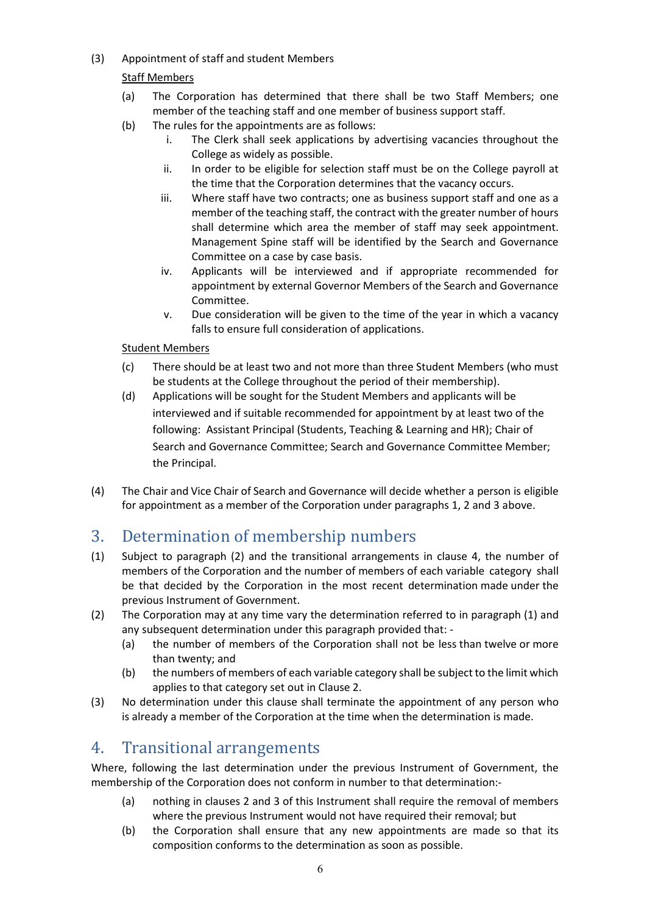(3) Appointment of staff and student Members

Staff Members

(a) The Corporation has determined that there shall be two Staff Members; one member of the teaching staff and one member of business support staff.

(b) The rules for the appointments are as follows:

  i. The Clerk shall seek applications by advertising vacancies throughout the College as widely as possible.
  ii. In order to be eligible for selection staff must be on the College payroll at the time that the Corporation determines that the vacancy occurs.
  iii. Where staff have two contracts; one as business support staff and one as a member of the teaching staff, the contract with the greater number of hours shall determine which area the member of staff may seek appointment. Management Spine staff will be identified by the Search and Governance Committee on a case by case basis.
  iv. Applicants will be interviewed and if appropriate recommended for appointment by external Governor Members of the Search and Governance Committee.
  v. Due consideration will be given to the time of the year in which a vacancy falls to ensure full consideration of applications.

Student Members

(c) There should be at least two and not more than three Student Members (who must be students at the College throughout the period of their membership).

(d) Applications will be sought for the Student Members and applicants will be interviewed and if suitable recommended for appointment by at least two of the following: Assistant Principal (Students, Teaching & Learning and HR); Chair of Search and Governance Committee; Search and Governance Committee Member; the Principal.

(4) The Chair and Vice Chair of Search and Governance will decide whether a person is eligible for appointment as a member of the Corporation under paragraphs 1, 2 and 3 above.

## 3. Determination of membership numbers

(1) Subject to paragraph (2) and the transitional arrangements in clause 4, the number of members of the Corporation and the number of members of each variable category shall be that decided by the Corporation in the most recent determination made under the previous Instrument of Government.

(2) The Corporation may at any time vary the determination referred to in paragraph (1) and any subsequent determination under this paragraph provided that: -

  (a) the number of members of the Corporation shall not be less than twelve or more than twenty; and
  (b) the numbers of members of each variable category shall be subject to the limit which applies to that category set out in Clause 2.

(3) No determination under this clause shall terminate the appointment of any person who is already a member of the Corporation at the time when the determination is made.

## 4. Transitional arrangements

Where, following the last determination under the previous Instrument of Government, the membership of the Corporation does not conform in number to that determination:-

  (a) nothing in clauses 2 and 3 of this Instrument shall require the removal of members where the previous Instrument would not have required their removal; but
  (b) the Corporation shall ensure that any new appointments are made so that its composition conforms to the determination as soon as possible.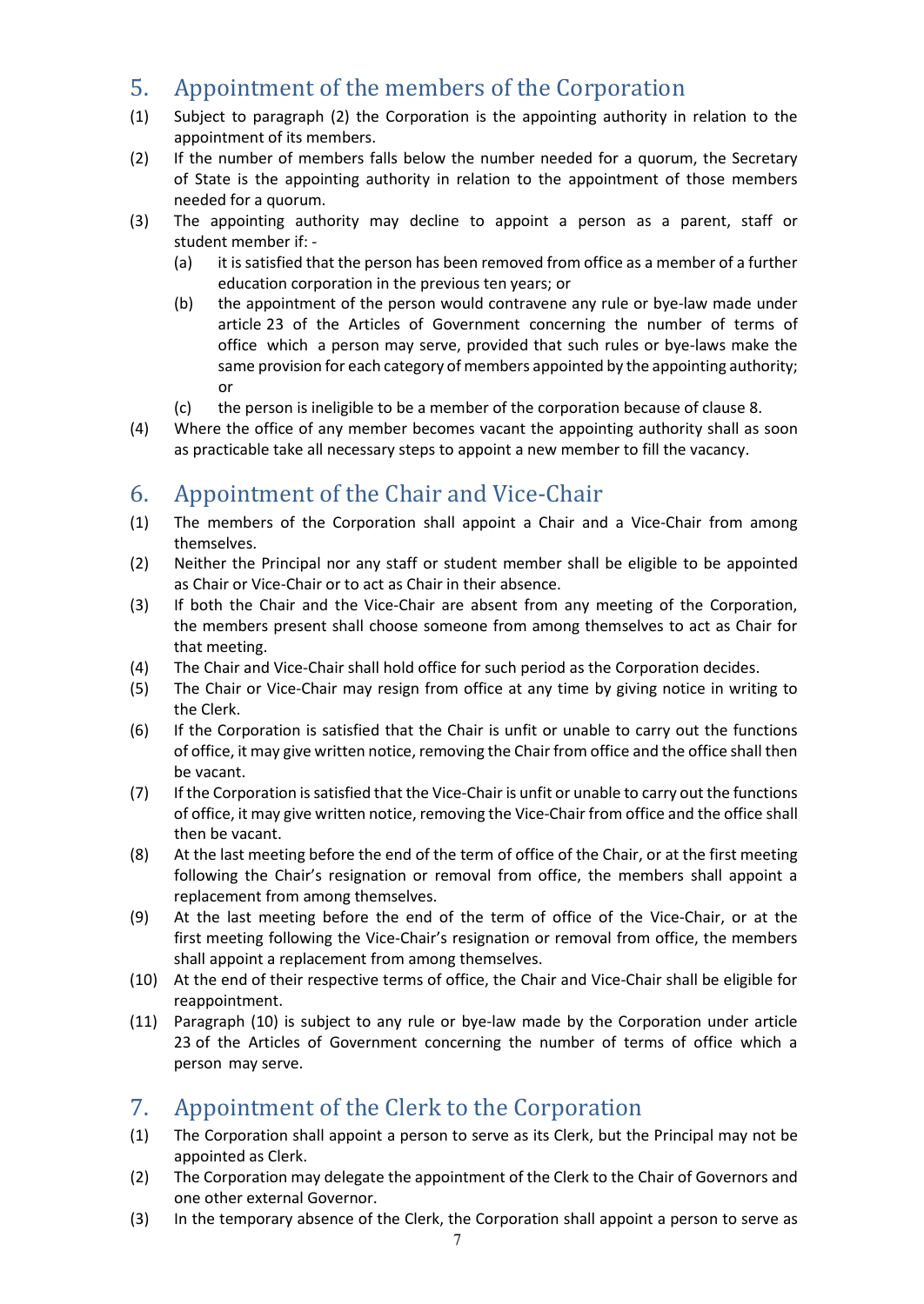## 5. Appointment of the members of the Corporation

(1) Subject to paragraph (2) the Corporation is the appointing authority in relation to the appointment of its members.

(2) If the number of members falls below the number needed for a quorum, the Secretary of State is the appointing authority in relation to the appointment of those members needed for a quorum.

(3) The appointing authority may decline to appoint a person as a parent, staff or student member if: -

   (a) it is satisfied that the person has been removed from office as a member of a further education corporation in the previous ten years; or

   (b) the appointment of the person would contravene any rule or bye-law made under article 23 of the Articles of Government concerning the number of terms of office which a person may serve, provided that such rules or bye-laws make the same provision for each category of members appointed by the appointing authority; or

   (c) the person is ineligible to be a member of the corporation because of clause 8.

(4) Where the office of any member becomes vacant the appointing authority shall as soon as practicable take all necessary steps to appoint a new member to fill the vacancy.

## 6. Appointment of the Chair and Vice-Chair

(1) The members of the Corporation shall appoint a Chair and a Vice-Chair from among themselves.

(2) Neither the Principal nor any staff or student member shall be eligible to be appointed as Chair or Vice-Chair or to act as Chair in their absence.

(3) If both the Chair and the Vice-Chair are absent from any meeting of the Corporation, the members present shall choose someone from among themselves to act as Chair for that meeting.

(4) The Chair and Vice-Chair shall hold office for such period as the Corporation decides.

(5) The Chair or Vice-Chair may resign from office at any time by giving notice in writing to the Clerk.

(6) If the Corporation is satisfied that the Chair is unfit or unable to carry out the functions of office, it may give written notice, removing the Chair from office and the office shall then be vacant.

(7) If the Corporation is satisfied that the Vice-Chair is unfit or unable to carry out the functions of office, it may give written notice, removing the Vice-Chair from office and the office shall then be vacant.

(8) At the last meeting before the end of the term of office of the Chair, or at the first meeting following the Chair's resignation or removal from office, the members shall appoint a replacement from among themselves.

(9) At the last meeting before the end of the term of office of the Vice-Chair, or at the first meeting following the Vice-Chair's resignation or removal from office, the members shall appoint a replacement from among themselves.

(10) At the end of their respective terms of office, the Chair and Vice-Chair shall be eligible for reappointment.

(11) Paragraph (10) is subject to any rule or bye-law made by the Corporation under article 23 of the Articles of Government concerning the number of terms of office which a person may serve.

## 7. Appointment of the Clerk to the Corporation

(1) The Corporation shall appoint a person to serve as its Clerk, but the Principal may not be appointed as Clerk.

(2) The Corporation may delegate the appointment of the Clerk to the Chair of Governors and one other external Governor.

(3) In the temporary absence of the Clerk, the Corporation shall appoint a person to serve as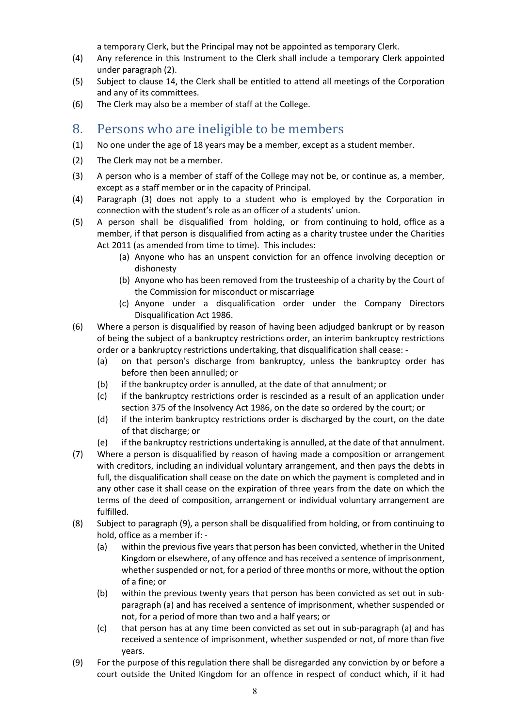a temporary Clerk, but the Principal may not be appointed as temporary Clerk.

(4) Any reference in this Instrument to the Clerk shall include a temporary Clerk appointed under paragraph (2).

(5) Subject to clause 14, the Clerk shall be entitled to attend all meetings of the Corporation and any of its committees.

(6) The Clerk may also be a member of staff at the College.

## 8. Persons who are ineligible to be members

(1) No one under the age of 18 years may be a member, except as a student member.

(2) The Clerk may not be a member.

(3) A person who is a member of staff of the College may not be, or continue as, a member, except as a staff member or in the capacity of Principal.

(4) Paragraph (3) does not apply to a student who is employed by the Corporation in connection with the student's role as an officer of a students' union.

(5) A person shall be disqualified from holding, or from continuing to hold, office as a member, if that person is disqualified from acting as a charity trustee under the Charities Act 2011 (as amended from time to time). This includes:

   (a) Anyone who has an unspent conviction for an offence involving deception or dishonesty
   
   (b) Anyone who has been removed from the trusteeship of a charity by the Court of the Commission for misconduct or miscarriage
   
   (c) Anyone under a disqualification order under the Company Directors Disqualification Act 1986.

(6) Where a person is disqualified by reason of having been adjudged bankrupt or by reason of being the subject of a bankruptcy restrictions order, an interim bankruptcy restrictions order or a bankruptcy restrictions undertaking, that disqualification shall cease: -

   (a) on that person's discharge from bankruptcy, unless the bankruptcy order has before then been annulled; or
   
   (b) if the bankruptcy order is annulled, at the date of that annulment; or
   
   (c) if the bankruptcy restrictions order is rescinded as a result of an application under section 375 of the Insolvency Act 1986, on the date so ordered by the court; or
   
   (d) if the interim bankruptcy restrictions order is discharged by the court, on the date of that discharge; or
   
   (e) if the bankruptcy restrictions undertaking is annulled, at the date of that annulment.

(7) Where a person is disqualified by reason of having made a composition or arrangement with creditors, including an individual voluntary arrangement, and then pays the debts in full, the disqualification shall cease on the date on which the payment is completed and in any other case it shall cease on the expiration of three years from the date on which the terms of the deed of composition, arrangement or individual voluntary arrangement are fulfilled.

(8) Subject to paragraph (9), a person shall be disqualified from holding, or from continuing to hold, office as a member if: -

   (a) within the previous five years that person has been convicted, whether in the United Kingdom or elsewhere, of any offence and has received a sentence of imprisonment, whether suspended or not, for a period of three months or more, without the option of a fine; or
   
   (b) within the previous twenty years that person has been convicted as set out in sub-paragraph (a) and has received a sentence of imprisonment, whether suspended or not, for a period of more than two and a half years; or
   
   (c) that person has at any time been convicted as set out in sub-paragraph (a) and has received a sentence of imprisonment, whether suspended or not, of more than five years.

(9) For the purpose of this regulation there shall be disregarded any conviction by or before a court outside the United Kingdom for an offence in respect of conduct which, if it had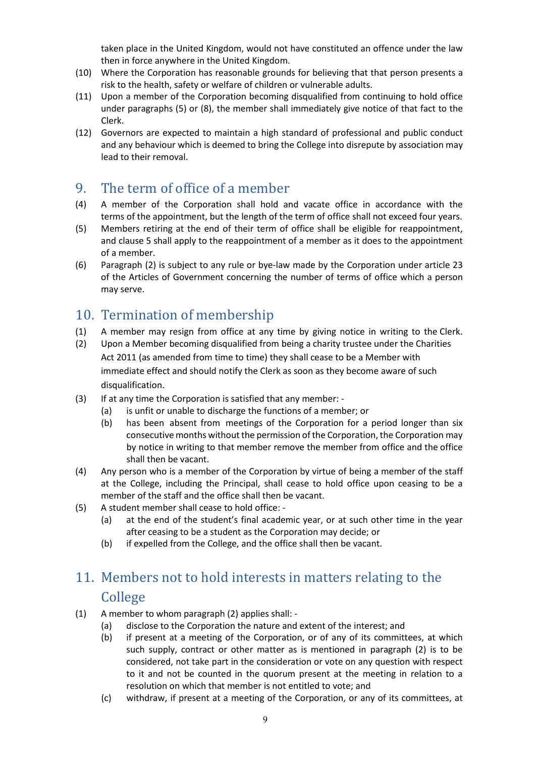taken place in the United Kingdom, would not have constituted an offence under the law then in force anywhere in the United Kingdom.

(10) Where the Corporation has reasonable grounds for believing that that person presents a risk to the health, safety or welfare of children or vulnerable adults.

(11) Upon a member of the Corporation becoming disqualified from continuing to hold office under paragraphs (5) or (8), the member shall immediately give notice of that fact to the Clerk.

(12) Governors are expected to maintain a high standard of professional and public conduct and any behaviour which is deemed to bring the College into disrepute by association may lead to their removal.

## 9. The term of office of a member

(4) A member of the Corporation shall hold and vacate office in accordance with the terms of the appointment, but the length of the term of office shall not exceed four years.

(5) Members retiring at the end of their term of office shall be eligible for reappointment, and clause 5 shall apply to the reappointment of a member as it does to the appointment of a member.

(6) Paragraph (2) is subject to any rule or bye-law made by the Corporation under article 23 of the Articles of Government concerning the number of terms of office which a person may serve.

## 10. Termination of membership

(1) A member may resign from office at any time by giving notice in writing to the Clerk.

(2) Upon a Member becoming disqualified from being a charity trustee under the Charities Act 2011 (as amended from time to time) they shall cease to be a Member with immediate effect and should notify the Clerk as soon as they become aware of such disqualification.

(3) If at any time the Corporation is satisfied that any member: -

(a) is unfit or unable to discharge the functions of a member; or

(b) has been absent from meetings of the Corporation for a period longer than six consecutive months without the permission of the Corporation, the Corporation may by notice in writing to that member remove the member from office and the office shall then be vacant.

(4) Any person who is a member of the Corporation by virtue of being a member of the staff at the College, including the Principal, shall cease to hold office upon ceasing to be a member of the staff and the office shall then be vacant.

(5) A student member shall cease to hold office: -

(a) at the end of the student's final academic year, or at such other time in the year after ceasing to be a student as the Corporation may decide; or

(b) if expelled from the College, and the office shall then be vacant.

## 11. Members not to hold interests in matters relating to the College

(1) A member to whom paragraph (2) applies shall: -

(a) disclose to the Corporation the nature and extent of the interest; and

(b) if present at a meeting of the Corporation, or of any of its committees, at which such supply, contract or other matter as is mentioned in paragraph (2) is to be considered, not take part in the consideration or vote on any question with respect to it and not be counted in the quorum present at the meeting in relation to a resolution on which that member is not entitled to vote; and

(c) withdraw, if present at a meeting of the Corporation, or any of its committees, at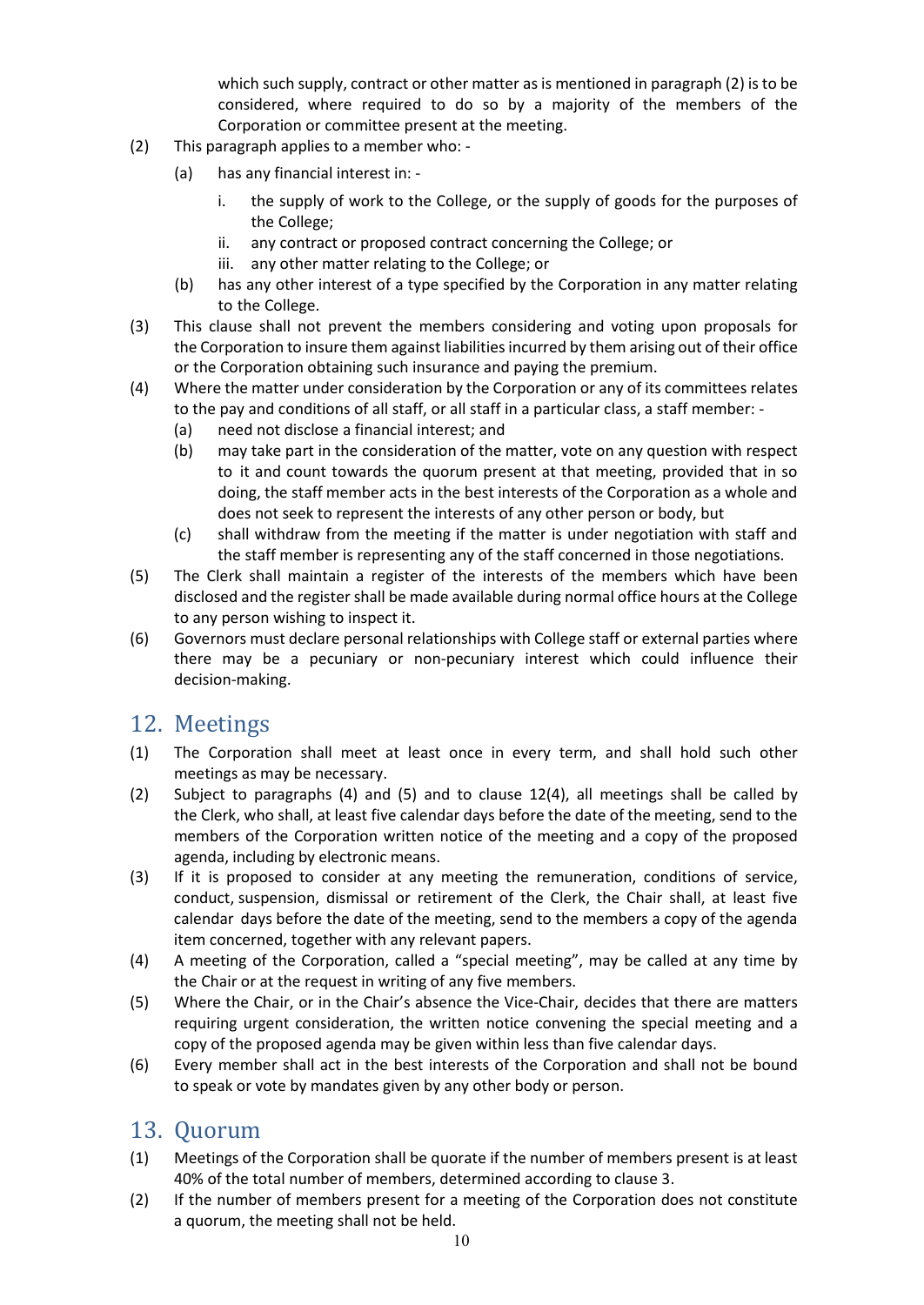which such supply, contract or other matter as is mentioned in paragraph (2) is to be considered, where required to do so by a majority of the members of the Corporation or committee present at the meeting.

(2) This paragraph applies to a member who: -

  (a) has any financial interest in: -

    i. the supply of work to the College, or the supply of goods for the purposes of the College;

    ii. any contract or proposed contract concerning the College; or

    iii. any other matter relating to the College; or

  (b) has any other interest of a type specified by the Corporation in any matter relating to the College.

(3) This clause shall not prevent the members considering and voting upon proposals for the Corporation to insure them against liabilities incurred by them arising out of their office or the Corporation obtaining such insurance and paying the premium.

(4) Where the matter under consideration by the Corporation or any of its committees relates to the pay and conditions of all staff, or all staff in a particular class, a staff member: -

  (a) need not disclose a financial interest; and

  (b) may take part in the consideration of the matter, vote on any question with respect to it and count towards the quorum present at that meeting, provided that in so doing, the staff member acts in the best interests of the Corporation as a whole and does not seek to represent the interests of any other person or body, but

  (c) shall withdraw from the meeting if the matter is under negotiation with staff and the staff member is representing any of the staff concerned in those negotiations.

(5) The Clerk shall maintain a register of the interests of the members which have been disclosed and the register shall be made available during normal office hours at the College to any person wishing to inspect it.

(6) Governors must declare personal relationships with College staff or external parties where there may be a pecuniary or non-pecuniary interest which could influence their decision-making.

## 12. Meetings

(1) The Corporation shall meet at least once in every term, and shall hold such other meetings as may be necessary.

(2) Subject to paragraphs (4) and (5) and to clause 12(4), all meetings shall be called by the Clerk, who shall, at least five calendar days before the date of the meeting, send to the members of the Corporation written notice of the meeting and a copy of the proposed agenda, including by electronic means.

(3) If it is proposed to consider at any meeting the remuneration, conditions of service, conduct, suspension, dismissal or retirement of the Clerk, the Chair shall, at least five calendar days before the date of the meeting, send to the members a copy of the agenda item concerned, together with any relevant papers.

(4) A meeting of the Corporation, called a "special meeting", may be called at any time by the Chair or at the request in writing of any five members.

(5) Where the Chair, or in the Chair's absence the Vice-Chair, decides that there are matters requiring urgent consideration, the written notice convening the special meeting and a copy of the proposed agenda may be given within less than five calendar days.

(6) Every member shall act in the best interests of the Corporation and shall not be bound to speak or vote by mandates given by any other body or person.

## 13. Quorum

(1) Meetings of the Corporation shall be quorate if the number of members present is at least 40% of the total number of members, determined according to clause 3.

(2) If the number of members present for a meeting of the Corporation does not constitute a quorum, the meeting shall not be held.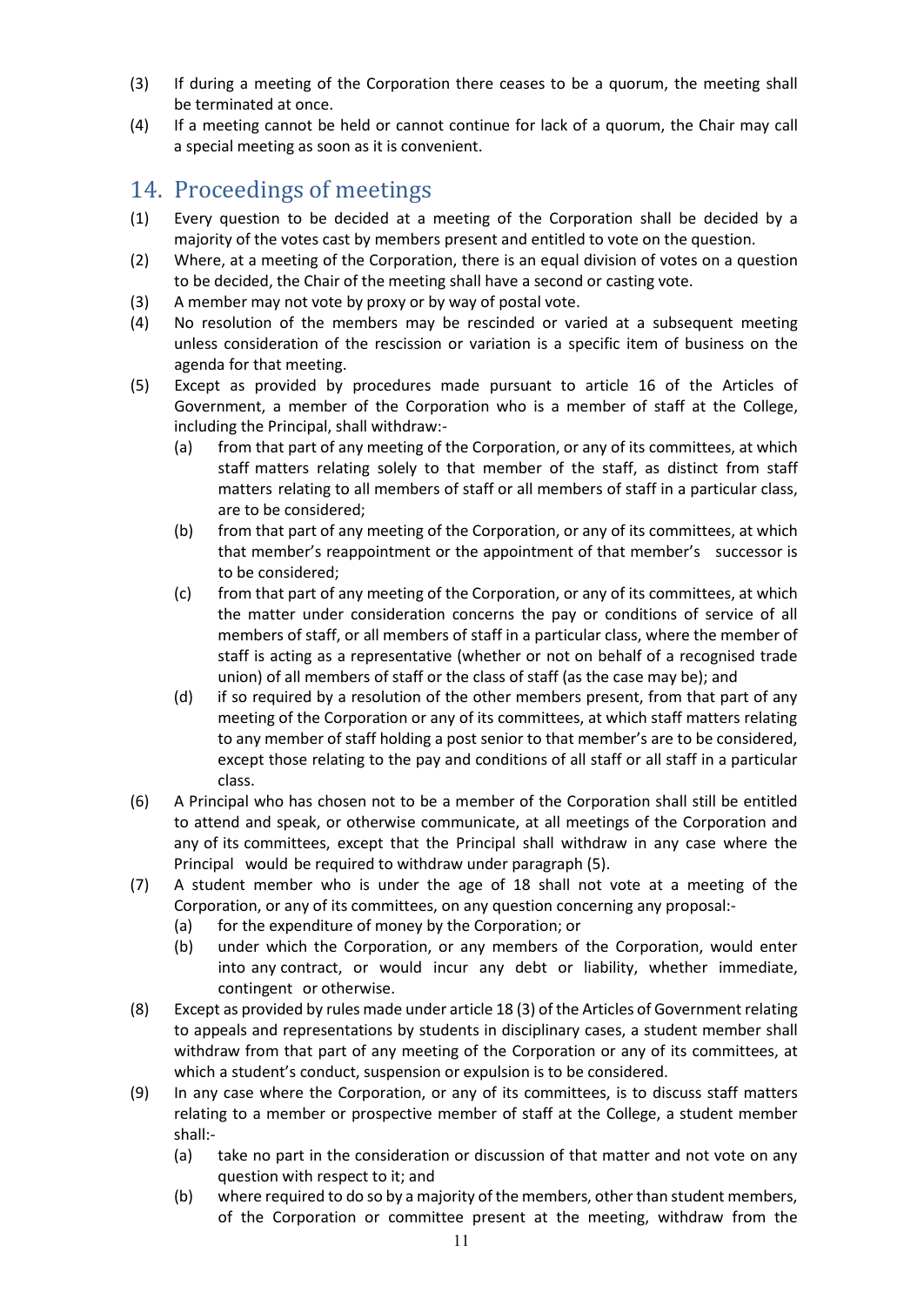(3) If during a meeting of the Corporation there ceases to be a quorum, the meeting shall be terminated at once.

(4) If a meeting cannot be held or cannot continue for lack of a quorum, the Chair may call a special meeting as soon as it is convenient.

## 14. Proceedings of meetings

(1) Every question to be decided at a meeting of the Corporation shall be decided by a majority of the votes cast by members present and entitled to vote on the question.

(2) Where, at a meeting of the Corporation, there is an equal division of votes on a question to be decided, the Chair of the meeting shall have a second or casting vote.

(3) A member may not vote by proxy or by way of postal vote.

(4) No resolution of the members may be rescinded or varied at a subsequent meeting unless consideration of the rescission or variation is a specific item of business on the agenda for that meeting.

(5) Except as provided by procedures made pursuant to article 16 of the Articles of Government, a member of the Corporation who is a member of staff at the College, including the Principal, shall withdraw:-

   (a) from that part of any meeting of the Corporation, or any of its committees, at which staff matters relating solely to that member of the staff, as distinct from staff matters relating to all members of staff or all members of staff in a particular class, are to be considered;

   (b) from that part of any meeting of the Corporation, or any of its committees, at which that member's reappointment or the appointment of that member's successor is to be considered;

   (c) from that part of any meeting of the Corporation, or any of its committees, at which the matter under consideration concerns the pay or conditions of service of all members of staff, or all members of staff in a particular class, where the member of staff is acting as a representative (whether or not on behalf of a recognised trade union) of all members of staff or the class of staff (as the case may be); and

   (d) if so required by a resolution of the other members present, from that part of any meeting of the Corporation or any of its committees, at which staff matters relating to any member of staff holding a post senior to that member's are to be considered, except those relating to the pay and conditions of all staff or all staff in a particular class.

(6) A Principal who has chosen not to be a member of the Corporation shall still be entitled to attend and speak, or otherwise communicate, at all meetings of the Corporation and any of its committees, except that the Principal shall withdraw in any case where the Principal would be required to withdraw under paragraph (5).

(7) A student member who is under the age of 18 shall not vote at a meeting of the Corporation, or any of its committees, on any question concerning any proposal:-

   (a) for the expenditure of money by the Corporation; or

   (b) under which the Corporation, or any members of the Corporation, would enter into any contract, or would incur any debt or liability, whether immediate, contingent or otherwise.

(8) Except as provided by rules made under article 18 (3) of the Articles of Government relating to appeals and representations by students in disciplinary cases, a student member shall withdraw from that part of any meeting of the Corporation or any of its committees, at which a student's conduct, suspension or expulsion is to be considered.

(9) In any case where the Corporation, or any of its committees, is to discuss staff matters relating to a member or prospective member of staff at the College, a student member shall:-

   (a) take no part in the consideration or discussion of that matter and not vote on any question with respect to it; and

   (b) where required to do so by a majority of the members, other than student members, of the Corporation or committee present at the meeting, withdraw from the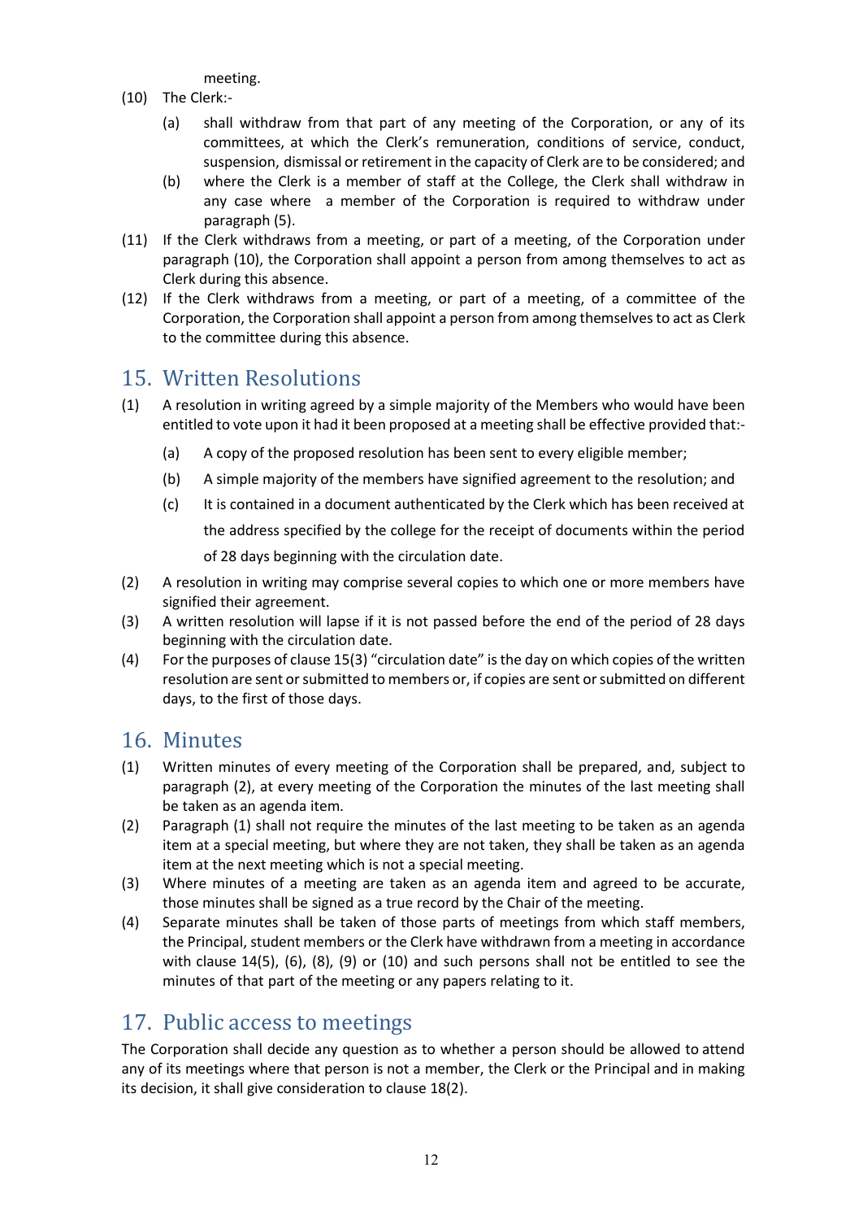meeting.

(10) The Clerk:-

   (a) shall withdraw from that part of any meeting of the Corporation, or any of its committees, at which the Clerk's remuneration, conditions of service, conduct, suspension, dismissal or retirement in the capacity of Clerk are to be considered; and

   (b) where the Clerk is a member of staff at the College, the Clerk shall withdraw in any case where a member of the Corporation is required to withdraw under paragraph (5).

(11) If the Clerk withdraws from a meeting, or part of a meeting, of the Corporation under paragraph (10), the Corporation shall appoint a person from among themselves to act as Clerk during this absence.

(12) If the Clerk withdraws from a meeting, or part of a meeting, of a committee of the Corporation, the Corporation shall appoint a person from among themselves to act as Clerk to the committee during this absence.

## 15. Written Resolutions

(1) A resolution in writing agreed by a simple majority of the Members who would have been entitled to vote upon it had it been proposed at a meeting shall be effective provided that:-

   (a) A copy of the proposed resolution has been sent to every eligible member;

   (b) A simple majority of the members have signified agreement to the resolution; and

   (c) It is contained in a document authenticated by the Clerk which has been received at the address specified by the college for the receipt of documents within the period of 28 days beginning with the circulation date.

(2) A resolution in writing may comprise several copies to which one or more members have signified their agreement.

(3) A written resolution will lapse if it is not passed before the end of the period of 28 days beginning with the circulation date.

(4) For the purposes of clause 15(3) "circulation date" is the day on which copies of the written resolution are sent or submitted to members or, if copies are sent or submitted on different days, to the first of those days.

## 16. Minutes

(1) Written minutes of every meeting of the Corporation shall be prepared, and, subject to paragraph (2), at every meeting of the Corporation the minutes of the last meeting shall be taken as an agenda item.

(2) Paragraph (1) shall not require the minutes of the last meeting to be taken as an agenda item at a special meeting, but where they are not taken, they shall be taken as an agenda item at the next meeting which is not a special meeting.

(3) Where minutes of a meeting are taken as an agenda item and agreed to be accurate, those minutes shall be signed as a true record by the Chair of the meeting.

(4) Separate minutes shall be taken of those parts of meetings from which staff members, the Principal, student members or the Clerk have withdrawn from a meeting in accordance with clause 14(5), (6), (8), (9) or (10) and such persons shall not be entitled to see the minutes of that part of the meeting or any papers relating to it.

## 17. Public access to meetings

The Corporation shall decide any question as to whether a person should be allowed to attend any of its meetings where that person is not a member, the Clerk or the Principal and in making its decision, it shall give consideration to clause 18(2).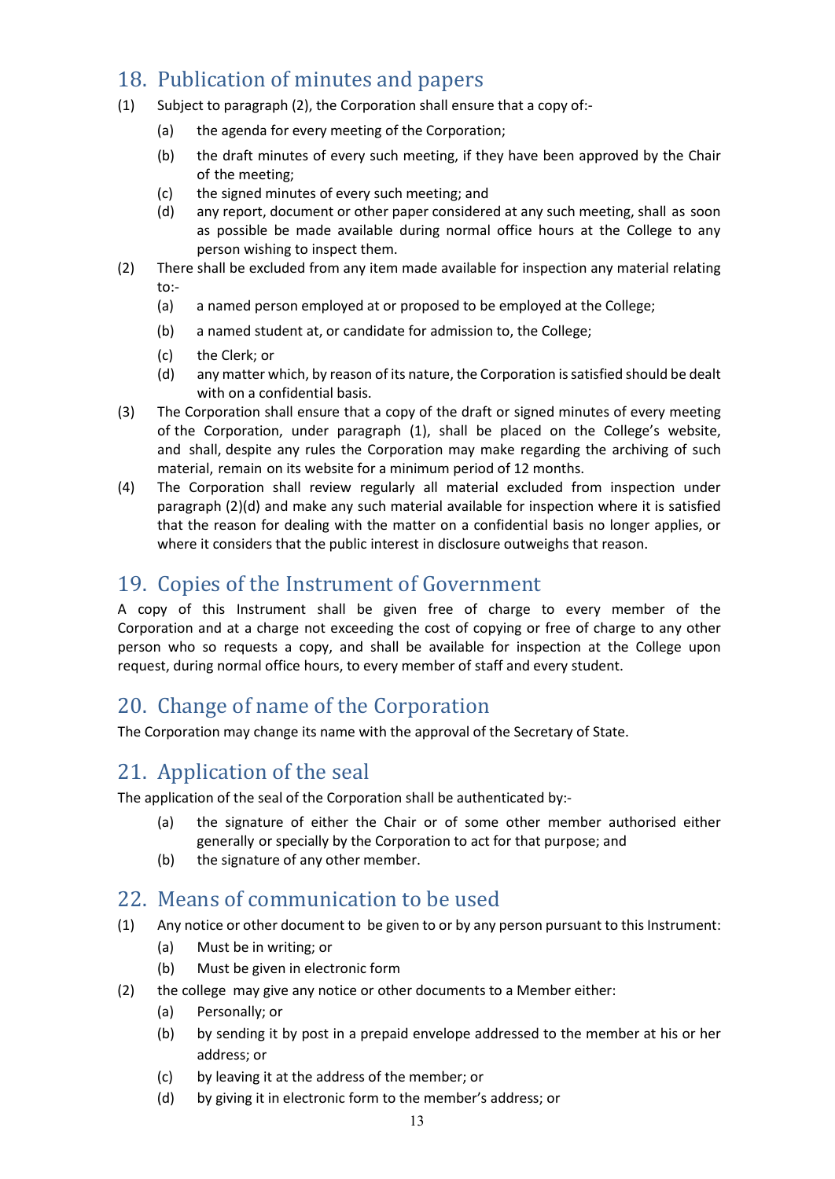## 18. Publication of minutes and papers

(1) Subject to paragraph (2), the Corporation shall ensure that a copy of:-

  (a) the agenda for every meeting of the Corporation;

  (b) the draft minutes of every such meeting, if they have been approved by the Chair of the meeting;

  (c) the signed minutes of every such meeting; and

  (d) any report, document or other paper considered at any such meeting, shall as soon as possible be made available during normal office hours at the College to any person wishing to inspect them.

(2) There shall be excluded from any item made available for inspection any material relating to:-

  (a) a named person employed at or proposed to be employed at the College;

  (b) a named student at, or candidate for admission to, the College;

  (c) the Clerk; or

  (d) any matter which, by reason of its nature, the Corporation is satisfied should be dealt with on a confidential basis.

(3) The Corporation shall ensure that a copy of the draft or signed minutes of every meeting of the Corporation, under paragraph (1), shall be placed on the College's website, and shall, despite any rules the Corporation may make regarding the archiving of such material, remain on its website for a minimum period of 12 months.

(4) The Corporation shall review regularly all material excluded from inspection under paragraph (2)(d) and make any such material available for inspection where it is satisfied that the reason for dealing with the matter on a confidential basis no longer applies, or where it considers that the public interest in disclosure outweighs that reason.

## 19. Copies of the Instrument of Government

A copy of this Instrument shall be given free of charge to every member of the Corporation and at a charge not exceeding the cost of copying or free of charge to any other person who so requests a copy, and shall be available for inspection at the College upon request, during normal office hours, to every member of staff and every student.

## 20. Change of name of the Corporation

The Corporation may change its name with the approval of the Secretary of State.

## 21. Application of the seal

The application of the seal of the Corporation shall be authenticated by:-

  (a) the signature of either the Chair or of some other member authorised either generally or specially by the Corporation to act for that purpose; and

  (b) the signature of any other member.

## 22. Means of communication to be used

(1) Any notice or other document to be given to or by any person pursuant to this Instrument:

  (a) Must be in writing; or

  (b) Must be given in electronic form

(2) the college may give any notice or other documents to a Member either:

  (a) Personally; or

  (b) by sending it by post in a prepaid envelope addressed to the member at his or her address; or

  (c) by leaving it at the address of the member; or

  (d) by giving it in electronic form to the member's address; or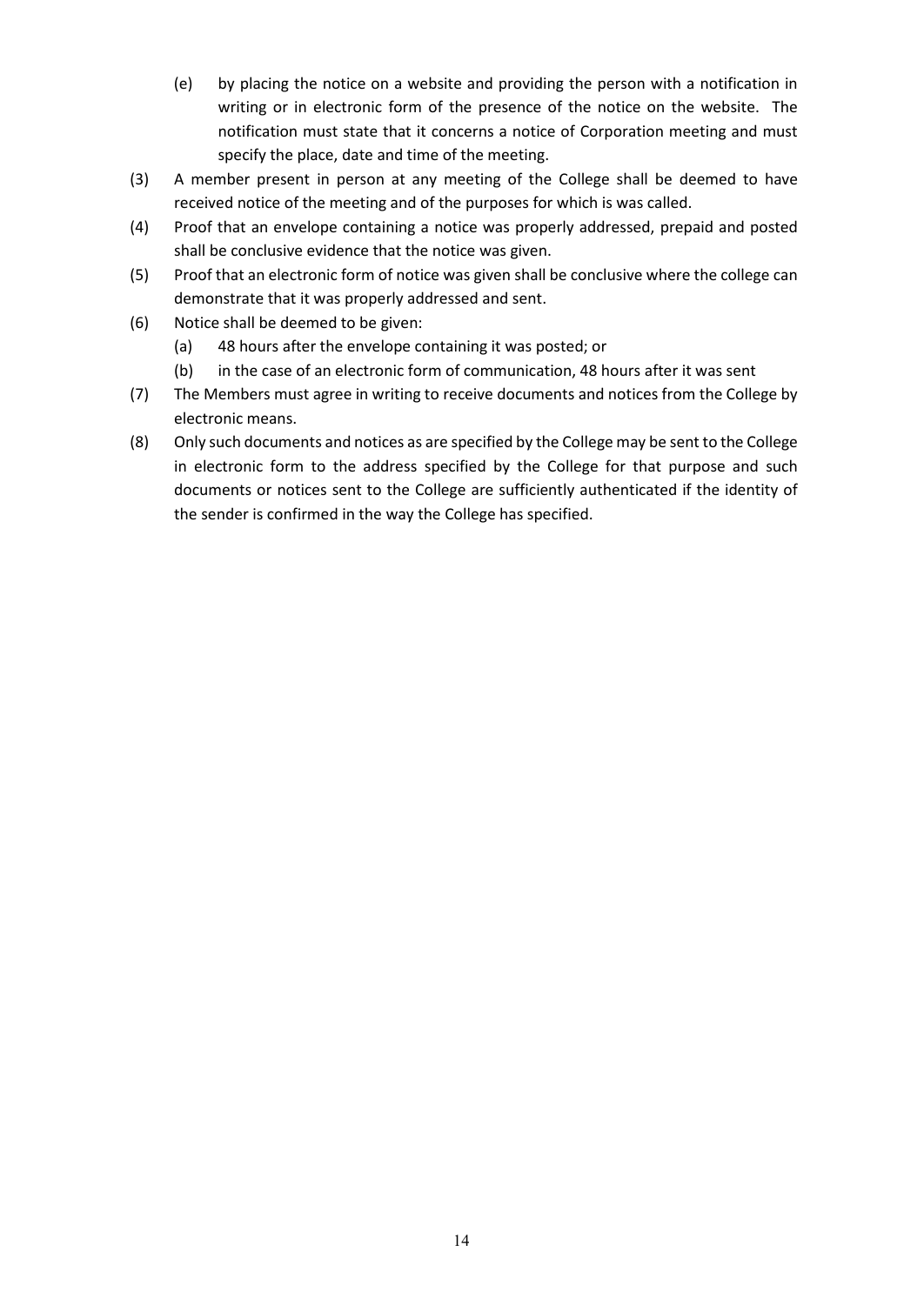(e) by placing the notice on a website and providing the person with a notification in writing or in electronic form of the presence of the notice on the website. The notification must state that it concerns a notice of Corporation meeting and must specify the place, date and time of the meeting.

(3) A member present in person at any meeting of the College shall be deemed to have received notice of the meeting and of the purposes for which is was called.

(4) Proof that an envelope containing a notice was properly addressed, prepaid and posted shall be conclusive evidence that the notice was given.

(5) Proof that an electronic form of notice was given shall be conclusive where the college can demonstrate that it was properly addressed and sent.

(6) Notice shall be deemed to be given:

   (a) 48 hours after the envelope containing it was posted; or

   (b) in the case of an electronic form of communication, 48 hours after it was sent

(7) The Members must agree in writing to receive documents and notices from the College by electronic means.

(8) Only such documents and notices as are specified by the College may be sent to the College in electronic form to the address specified by the College for that purpose and such documents or notices sent to the College are sufficiently authenticated if the identity of the sender is confirmed in the way the College has specified.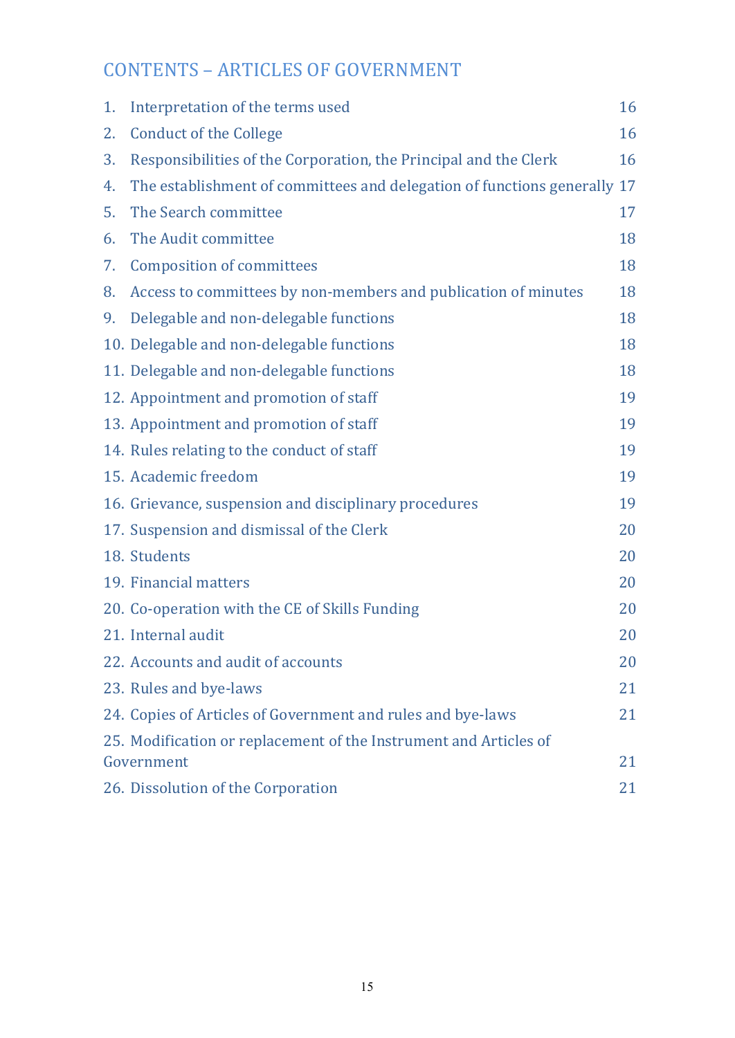## CONTENTS – ARTICLES OF GOVERNMENT

| | | |
|---|---|---|
| 1. | Interpretation of the terms used | 16 |
| 2. | Conduct of the College | 16 |
| 3. | Responsibilities of the Corporation, the Principal and the Clerk | 16 |
| 4. | The establishment of committees and delegation of functions generally | 17 |
| 5. | The Search committee | 17 |
| 6. | The Audit committee | 18 |
| 7. | Composition of committees | 18 |
| 8. | Access to committees by non-members and publication of minutes | 18 |
| 9. | Delegable and non-delegable functions | 18 |
| 10. | Delegable and non-delegable functions | 18 |
| 11. | Delegable and non-delegable functions | 18 |
| 12. | Appointment and promotion of staff | 19 |
| 13. | Appointment and promotion of staff | 19 |
| 14. | Rules relating to the conduct of staff | 19 |
| 15. | Academic freedom | 19 |
| 16. | Grievance, suspension and disciplinary procedures | 19 |
| 17. | Suspension and dismissal of the Clerk | 20 |
| 18. | Students | 20 |
| 19. | Financial matters | 20 |
| 20. | Co-operation with the CE of Skills Funding | 20 |
| 21. | Internal audit | 20 |
| 22. | Accounts and audit of accounts | 20 |
| 23. | Rules and bye-laws | 21 |
| 24. | Copies of Articles of Government and rules and bye-laws | 21 |
| 25. | Modification or replacement of the Instrument and Articles of Government | 21 |
| 26. | Dissolution of the Corporation | 21 |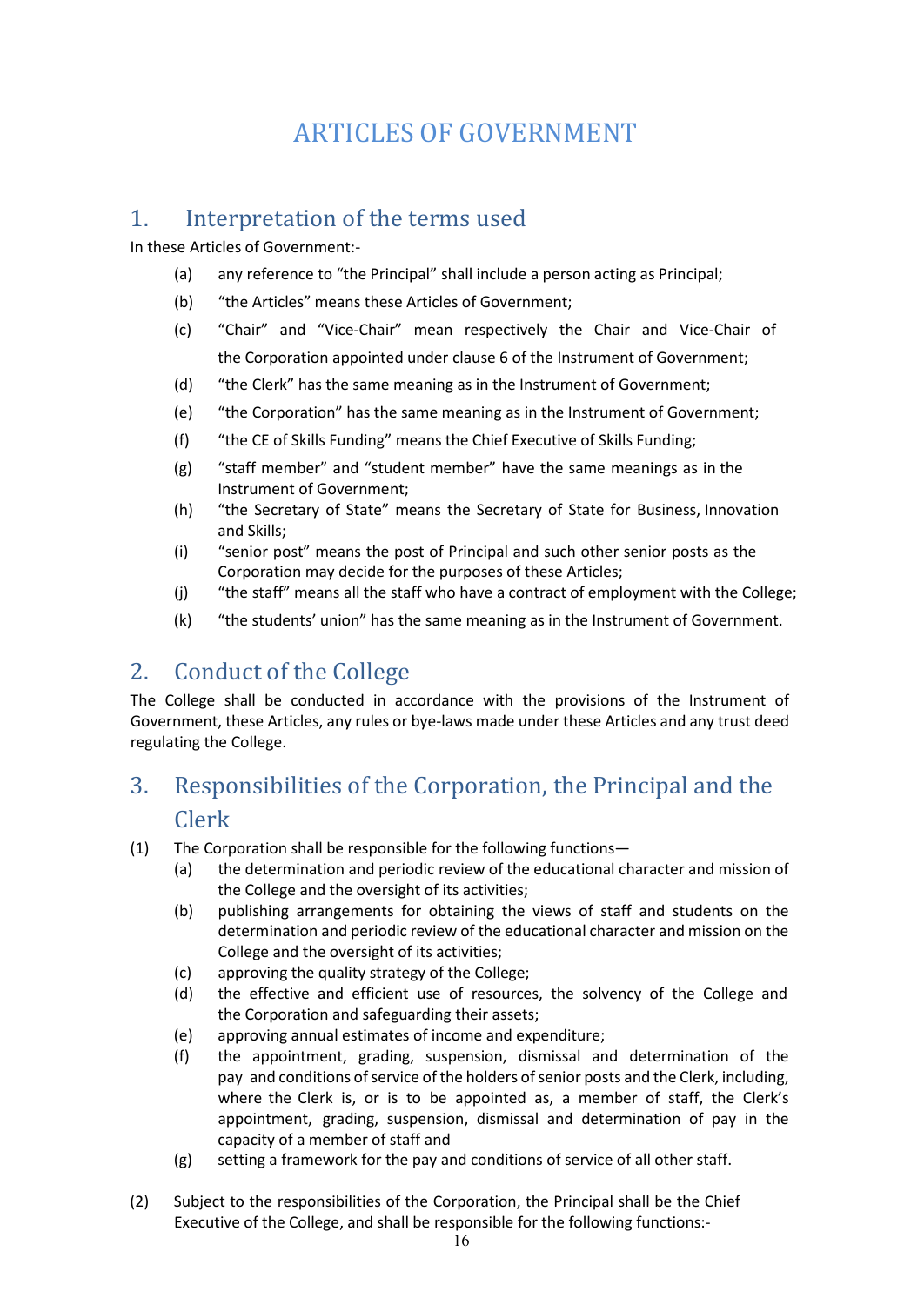# ARTICLES OF GOVERNMENT

## 1. Interpretation of the terms used

In these Articles of Government:-

(a) any reference to "the Principal" shall include a person acting as Principal;

(b) "the Articles" means these Articles of Government;

(c) "Chair" and "Vice-Chair" mean respectively the Chair and Vice-Chair of the Corporation appointed under clause 6 of the Instrument of Government;

(d) "the Clerk" has the same meaning as in the Instrument of Government;

(e) "the Corporation" has the same meaning as in the Instrument of Government;

(f) "the CE of Skills Funding" means the Chief Executive of Skills Funding;

(g) "staff member" and "student member" have the same meanings as in the Instrument of Government;

(h) "the Secretary of State" means the Secretary of State for Business, Innovation and Skills;

(i) "senior post" means the post of Principal and such other senior posts as the Corporation may decide for the purposes of these Articles;

(j) "the staff" means all the staff who have a contract of employment with the College;

(k) "the students' union" has the same meaning as in the Instrument of Government.

## 2. Conduct of the College

The College shall be conducted in accordance with the provisions of the Instrument of Government, these Articles, any rules or bye-laws made under these Articles and any trust deed regulating the College.

## 3. Responsibilities of the Corporation, the Principal and the Clerk

(1) The Corporation shall be responsible for the following functions—

(a) the determination and periodic review of the educational character and mission of the College and the oversight of its activities;

(b) publishing arrangements for obtaining the views of staff and students on the determination and periodic review of the educational character and mission on the College and the oversight of its activities;

(c) approving the quality strategy of the College;

(d) the effective and efficient use of resources, the solvency of the College and the Corporation and safeguarding their assets;

(e) approving annual estimates of income and expenditure;

(f) the appointment, grading, suspension, dismissal and determination of the pay and conditions of service of the holders of senior posts and the Clerk, including, where the Clerk is, or is to be appointed as, a member of staff, the Clerk's appointment, grading, suspension, dismissal and determination of pay in the capacity of a member of staff and

(g) setting a framework for the pay and conditions of service of all other staff.

(2) Subject to the responsibilities of the Corporation, the Principal shall be the Chief Executive of the College, and shall be responsible for the following functions:-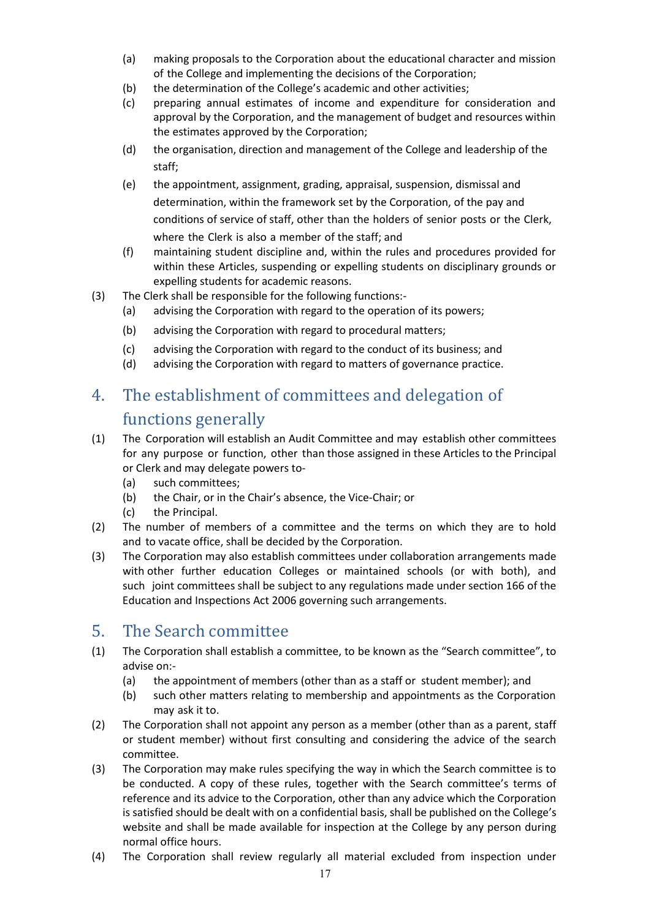(a) making proposals to the Corporation about the educational character and mission of the College and implementing the decisions of the Corporation;

(b) the determination of the College's academic and other activities;

(c) preparing annual estimates of income and expenditure for consideration and approval by the Corporation, and the management of budget and resources within the estimates approved by the Corporation;

(d) the organisation, direction and management of the College and leadership of the staff;

(e) the appointment, assignment, grading, appraisal, suspension, dismissal and determination, within the framework set by the Corporation, of the pay and conditions of service of staff, other than the holders of senior posts or the Clerk, where the Clerk is also a member of the staff; and

(f) maintaining student discipline and, within the rules and procedures provided for within these Articles, suspending or expelling students on disciplinary grounds or expelling students for academic reasons.

(3) The Clerk shall be responsible for the following functions:-

(a) advising the Corporation with regard to the operation of its powers;

(b) advising the Corporation with regard to procedural matters;

(c) advising the Corporation with regard to the conduct of its business; and

(d) advising the Corporation with regard to matters of governance practice.

## 4. The establishment of committees and delegation of functions generally

(1) The Corporation will establish an Audit Committee and may establish other committees for any purpose or function, other than those assigned in these Articles to the Principal or Clerk and may delegate powers to-

(a) such committees;

(b) the Chair, or in the Chair's absence, the Vice-Chair; or

(c) the Principal.

(2) The number of members of a committee and the terms on which they are to hold and to vacate office, shall be decided by the Corporation.

(3) The Corporation may also establish committees under collaboration arrangements made with other further education Colleges or maintained schools (or with both), and such joint committees shall be subject to any regulations made under section 166 of the Education and Inspections Act 2006 governing such arrangements.

## 5. The Search committee

(1) The Corporation shall establish a committee, to be known as the "Search committee", to advise on:-

(a) the appointment of members (other than as a staff or student member); and

(b) such other matters relating to membership and appointments as the Corporation may ask it to.

(2) The Corporation shall not appoint any person as a member (other than as a parent, staff or student member) without first consulting and considering the advice of the search committee.

(3) The Corporation may make rules specifying the way in which the Search committee is to be conducted. A copy of these rules, together with the Search committee's terms of reference and its advice to the Corporation, other than any advice which the Corporation is satisfied should be dealt with on a confidential basis, shall be published on the College's website and shall be made available for inspection at the College by any person during normal office hours.

(4) The Corporation shall review regularly all material excluded from inspection under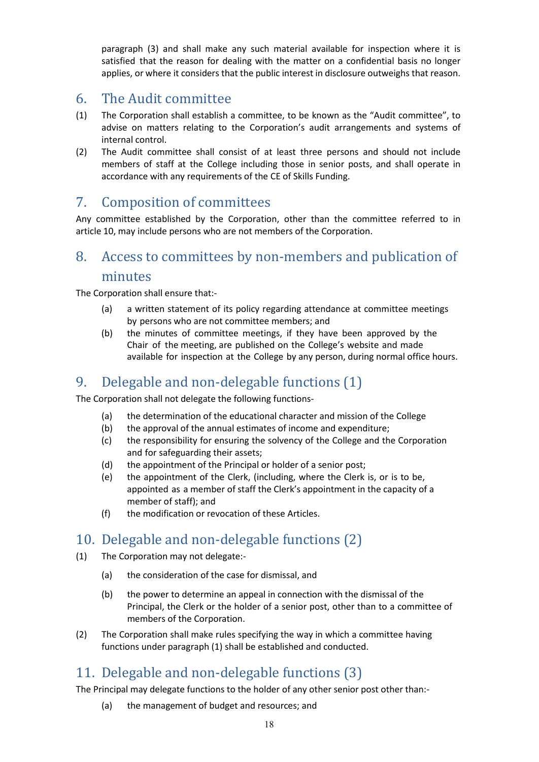paragraph (3) and shall make any such material available for inspection where it is satisfied that the reason for dealing with the matter on a confidential basis no longer applies, or where it considers that the public interest in disclosure outweighs that reason.

## 6. The Audit committee

(1) The Corporation shall establish a committee, to be known as the "Audit committee", to advise on matters relating to the Corporation's audit arrangements and systems of internal control.

(2) The Audit committee shall consist of at least three persons and should not include members of staff at the College including those in senior posts, and shall operate in accordance with any requirements of the CE of Skills Funding.

## 7. Composition of committees

Any committee established by the Corporation, other than the committee referred to in article 10, may include persons who are not members of the Corporation.

## 8. Access to committees by non-members and publication of minutes

The Corporation shall ensure that:-

(a) a written statement of its policy regarding attendance at committee meetings by persons who are not committee members; and

(b) the minutes of committee meetings, if they have been approved by the Chair of the meeting, are published on the College's website and made available for inspection at the College by any person, during normal office hours.

## 9. Delegable and non-delegable functions (1)

The Corporation shall not delegate the following functions-

(a) the determination of the educational character and mission of the College

(b) the approval of the annual estimates of income and expenditure;

(c) the responsibility for ensuring the solvency of the College and the Corporation and for safeguarding their assets;

(d) the appointment of the Principal or holder of a senior post;

(e) the appointment of the Clerk, (including, where the Clerk is, or is to be, appointed as a member of staff the Clerk's appointment in the capacity of a member of staff); and

(f) the modification or revocation of these Articles.

## 10. Delegable and non-delegable functions (2)

(1) The Corporation may not delegate:-

(a) the consideration of the case for dismissal, and

(b) the power to determine an appeal in connection with the dismissal of the Principal, the Clerk or the holder of a senior post, other than to a committee of members of the Corporation.

(2) The Corporation shall make rules specifying the way in which a committee having functions under paragraph (1) shall be established and conducted.

## 11. Delegable and non-delegable functions (3)

The Principal may delegate functions to the holder of any other senior post other than:-

(a) the management of budget and resources; and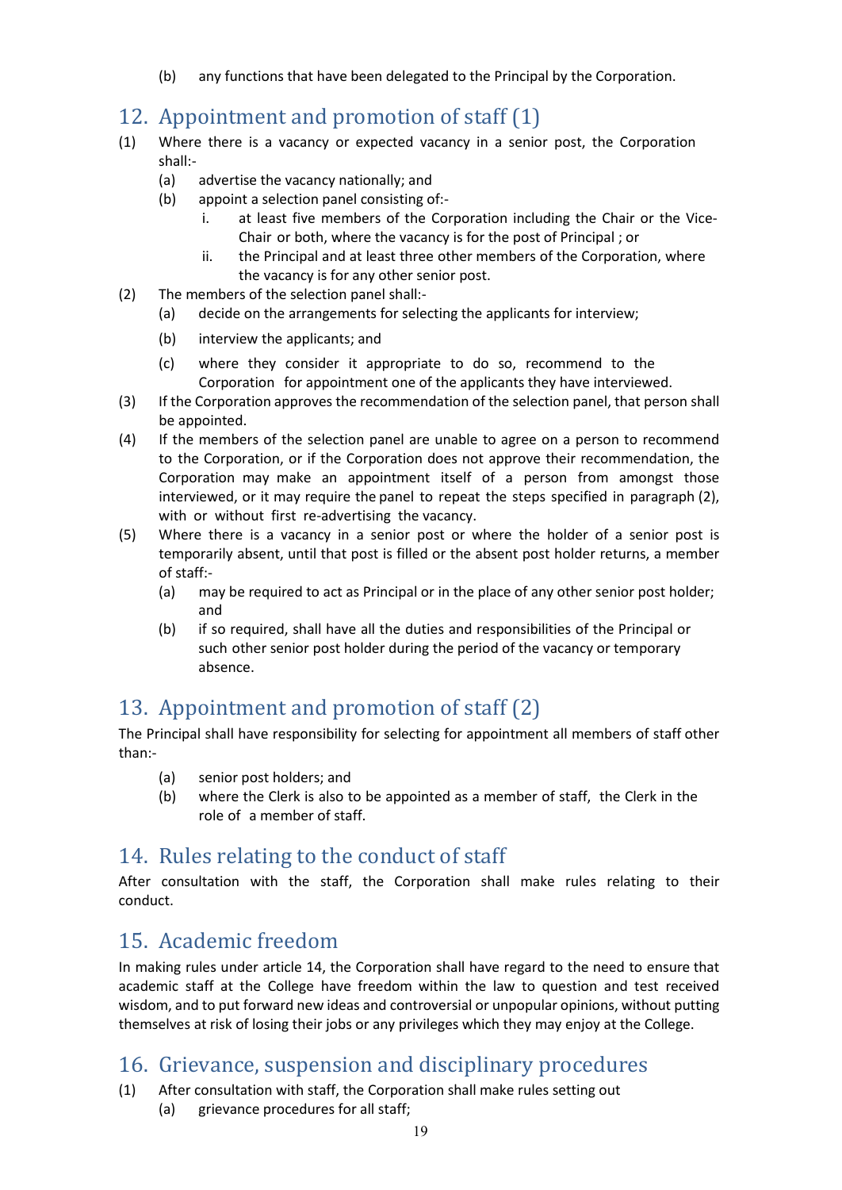(b) any functions that have been delegated to the Principal by the Corporation.

## 12. Appointment and promotion of staff (1)

(1) Where there is a vacancy or expected vacancy in a senior post, the Corporation shall:-

- (a) advertise the vacancy nationally; and
- (b) appoint a selection panel consisting of:-
  - i. at least five members of the Corporation including the Chair or the Vice-Chair or both, where the vacancy is for the post of Principal ; or
  - ii. the Principal and at least three other members of the Corporation, where the vacancy is for any other senior post.

(2) The members of the selection panel shall:-

- (a) decide on the arrangements for selecting the applicants for interview;
- (b) interview the applicants; and
- (c) where they consider it appropriate to do so, recommend to the Corporation for appointment one of the applicants they have interviewed.

(3) If the Corporation approves the recommendation of the selection panel, that person shall be appointed.

(4) If the members of the selection panel are unable to agree on a person to recommend to the Corporation, or if the Corporation does not approve their recommendation, the Corporation may make an appointment itself of a person from amongst those interviewed, or it may require the panel to repeat the steps specified in paragraph (2), with or without first re-advertising the vacancy.

(5) Where there is a vacancy in a senior post or where the holder of a senior post is temporarily absent, until that post is filled or the absent post holder returns, a member of staff:-

- (a) may be required to act as Principal or in the place of any other senior post holder; and
- (b) if so required, shall have all the duties and responsibilities of the Principal or such other senior post holder during the period of the vacancy or temporary absence.

## 13. Appointment and promotion of staff (2)

The Principal shall have responsibility for selecting for appointment all members of staff other than:-

- (a) senior post holders; and
- (b) where the Clerk is also to be appointed as a member of staff, the Clerk in the role of a member of staff.

## 14. Rules relating to the conduct of staff

After consultation with the staff, the Corporation shall make rules relating to their conduct.

## 15. Academic freedom

In making rules under article 14, the Corporation shall have regard to the need to ensure that academic staff at the College have freedom within the law to question and test received wisdom, and to put forward new ideas and controversial or unpopular opinions, without putting themselves at risk of losing their jobs or any privileges which they may enjoy at the College.

## 16. Grievance, suspension and disciplinary procedures

(1) After consultation with staff, the Corporation shall make rules setting out

- (a) grievance procedures for all staff;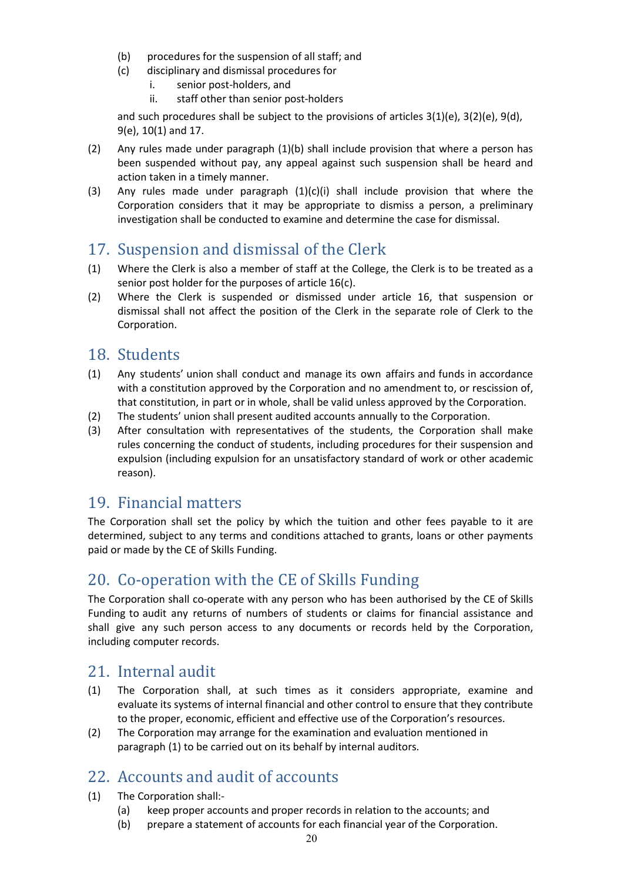(b) procedures for the suspension of all staff; and
(c) disciplinary and dismissal procedures for
  i. senior post-holders, and
  ii. staff other than senior post-holders

and such procedures shall be subject to the provisions of articles 3(1)(e), 3(2)(e), 9(d), 9(e), 10(1) and 17.

(2) Any rules made under paragraph (1)(b) shall include provision that where a person has been suspended without pay, any appeal against such suspension shall be heard and action taken in a timely manner.

(3) Any rules made under paragraph (1)(c)(i) shall include provision that where the Corporation considers that it may be appropriate to dismiss a person, a preliminary investigation shall be conducted to examine and determine the case for dismissal.

## 17. Suspension and dismissal of the Clerk

(1) Where the Clerk is also a member of staff at the College, the Clerk is to be treated as a senior post holder for the purposes of article 16(c).

(2) Where the Clerk is suspended or dismissed under article 16, that suspension or dismissal shall not affect the position of the Clerk in the separate role of Clerk to the Corporation.

## 18. Students

(1) Any students' union shall conduct and manage its own affairs and funds in accordance with a constitution approved by the Corporation and no amendment to, or rescission of, that constitution, in part or in whole, shall be valid unless approved by the Corporation.

(2) The students' union shall present audited accounts annually to the Corporation.

(3) After consultation with representatives of the students, the Corporation shall make rules concerning the conduct of students, including procedures for their suspension and expulsion (including expulsion for an unsatisfactory standard of work or other academic reason).

## 19. Financial matters

The Corporation shall set the policy by which the tuition and other fees payable to it are determined, subject to any terms and conditions attached to grants, loans or other payments paid or made by the CE of Skills Funding.

## 20. Co-operation with the CE of Skills Funding

The Corporation shall co-operate with any person who has been authorised by the CE of Skills Funding to audit any returns of numbers of students or claims for financial assistance and shall give any such person access to any documents or records held by the Corporation, including computer records.

## 21. Internal audit

(1) The Corporation shall, at such times as it considers appropriate, examine and evaluate its systems of internal financial and other control to ensure that they contribute to the proper, economic, efficient and effective use of the Corporation's resources.

(2) The Corporation may arrange for the examination and evaluation mentioned in paragraph (1) to be carried out on its behalf by internal auditors.

## 22. Accounts and audit of accounts

(1) The Corporation shall:-
  (a) keep proper accounts and proper records in relation to the accounts; and
  (b) prepare a statement of accounts for each financial year of the Corporation.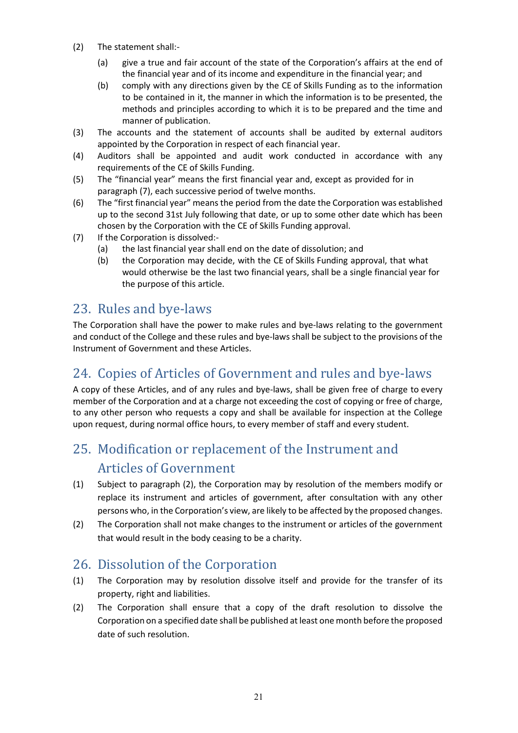(2) The statement shall:-

 (a) give a true and fair account of the state of the Corporation's affairs at the end of the financial year and of its income and expenditure in the financial year; and

 (b) comply with any directions given by the CE of Skills Funding as to the information to be contained in it, the manner in which the information is to be presented, the methods and principles according to which it is to be prepared and the time and manner of publication.

(3) The accounts and the statement of accounts shall be audited by external auditors appointed by the Corporation in respect of each financial year.

(4) Auditors shall be appointed and audit work conducted in accordance with any requirements of the CE of Skills Funding.

(5) The "financial year" means the first financial year and, except as provided for in paragraph (7), each successive period of twelve months.

(6) The "first financial year" means the period from the date the Corporation was established up to the second 31st July following that date, or up to some other date which has been chosen by the Corporation with the CE of Skills Funding approval.

(7) If the Corporation is dissolved:-

 (a) the last financial year shall end on the date of dissolution; and

 (b) the Corporation may decide, with the CE of Skills Funding approval, that what would otherwise be the last two financial years, shall be a single financial year for the purpose of this article.

## 23. Rules and bye-laws

The Corporation shall have the power to make rules and bye-laws relating to the government and conduct of the College and these rules and bye-laws shall be subject to the provisions of the Instrument of Government and these Articles.

## 24. Copies of Articles of Government and rules and bye-laws

A copy of these Articles, and of any rules and bye-laws, shall be given free of charge to every member of the Corporation and at a charge not exceeding the cost of copying or free of charge, to any other person who requests a copy and shall be available for inspection at the College upon request, during normal office hours, to every member of staff and every student.

## 25. Modification or replacement of the Instrument and Articles of Government

(1) Subject to paragraph (2), the Corporation may by resolution of the members modify or replace its instrument and articles of government, after consultation with any other persons who, in the Corporation's view, are likely to be affected by the proposed changes.

(2) The Corporation shall not make changes to the instrument or articles of the government that would result in the body ceasing to be a charity.

## 26. Dissolution of the Corporation

(1) The Corporation may by resolution dissolve itself and provide for the transfer of its property, right and liabilities.

(2) The Corporation shall ensure that a copy of the draft resolution to dissolve the Corporation on a specified date shall be published at least one month before the proposed date of such resolution.